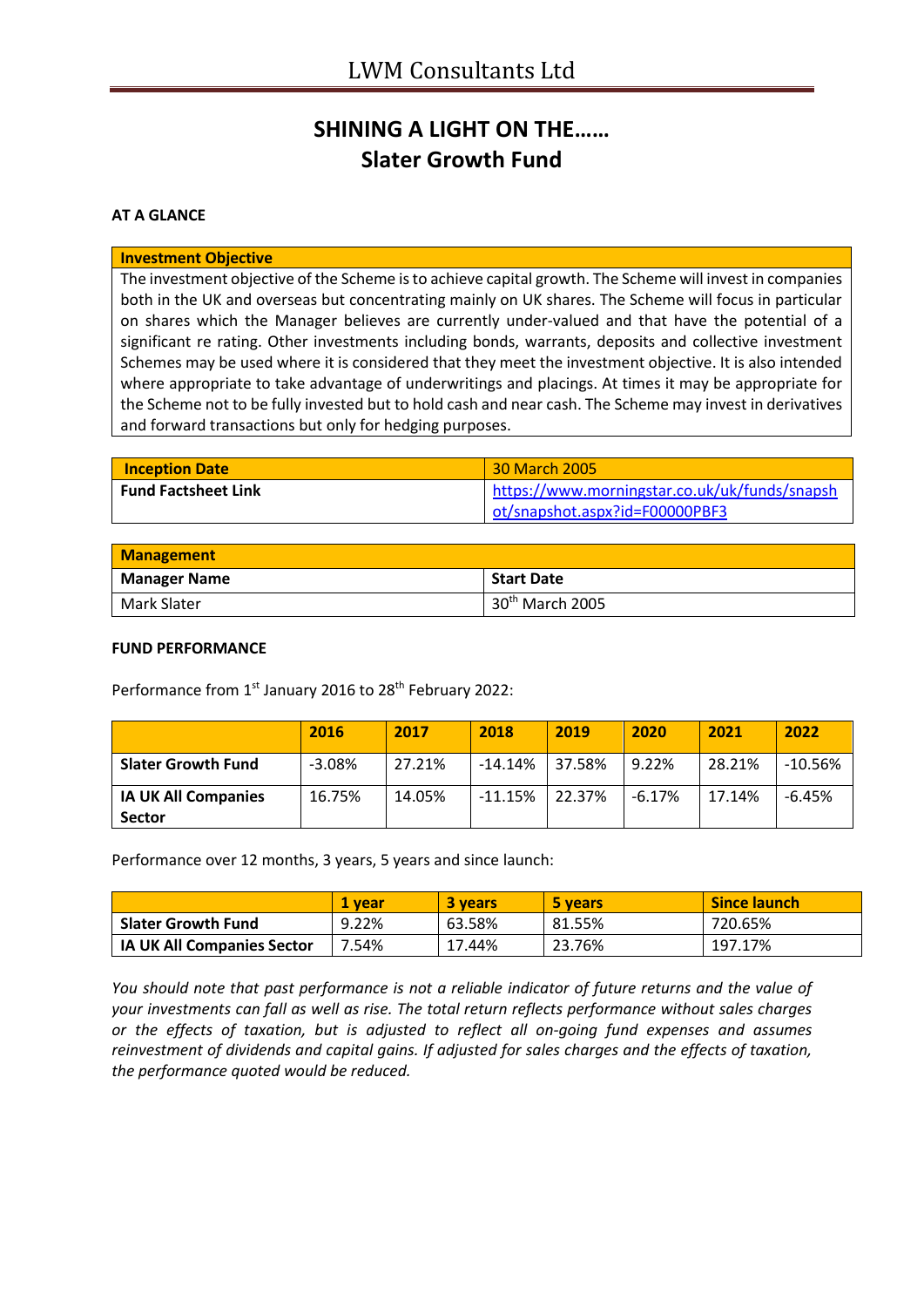# SHINING A LIGHT ON THE……
## Slater Growth Fund

**AT A GLANCE**

| Investment Objective |
|---|
| The investment objective of the Scheme is to achieve capital growth. The Scheme will invest in companies both in the UK and overseas but concentrating mainly on UK shares. The Scheme will focus in particular on shares which the Manager believes are currently under-valued and that have the potential of a significant re rating. Other investments including bonds, warrants, deposits and collective investment Schemes may be used where it is considered that they meet the investment objective. It is also intended where appropriate to take advantage of underwritings and placings. At times it may be appropriate for the Scheme not to be fully invested but to hold cash and near cash. The Scheme may invest in derivatives and forward transactions but only for hedging purposes. |

| Inception Date | 30 March 2005 |
|---|---|
| **Fund Factsheet Link** | https://www.morningstar.co.uk/uk/funds/snapshot/snapshot.aspx?id=F00000PBF3 |

| Management | |
|---|---|
| **Manager Name** | **Start Date** |
| Mark Slater | 30th March 2005 |

**FUND PERFORMANCE**

Performance from 1st January 2016 to 28th February 2022:

| | 2016 | 2017 | 2018 | 2019 | 2020 | 2021 | 2022 |
|---|---|---|---|---|---|---|---|
| **Slater Growth Fund** | -3.08% | 27.21% | -14.14% | 37.58% | 9.22% | 28.21% | -10.56% |
| **IA UK All Companies Sector** | 16.75% | 14.05% | -11.15% | 22.37% | -6.17% | 17.14% | -6.45% |

Performance over 12 months, 3 years, 5 years and since launch:

| | 1 year | 3 years | 5 years | Since launch |
|---|---|---|---|---|
| **Slater Growth Fund** | 9.22% | 63.58% | 81.55% | 720.65% |
| **IA UK All Companies Sector** | 7.54% | 17.44% | 23.76% | 197.17% |

*You should note that past performance is not a reliable indicator of future returns and the value of your investments can fall as well as rise. The total return reflects performance without sales charges or the effects of taxation, but is adjusted to reflect all on-going fund expenses and assumes reinvestment of dividends and capital gains. If adjusted for sales charges and the effects of taxation, the performance quoted would be reduced.*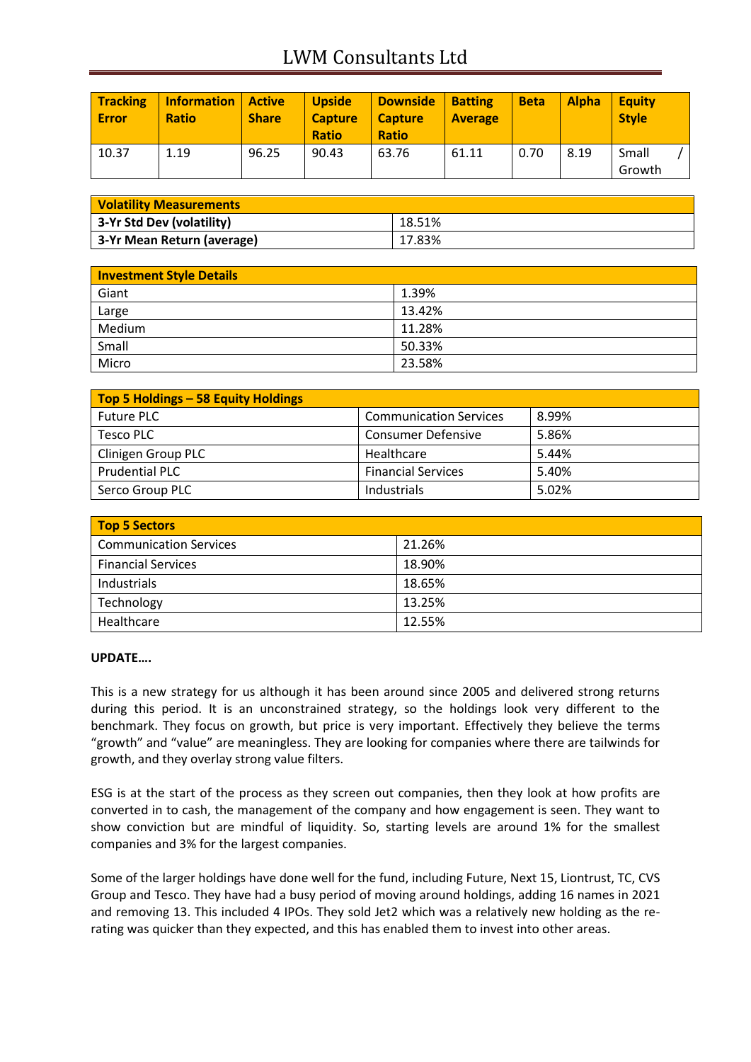| Tracking Error | Information Ratio | Active Share | Upside Capture Ratio | Downside Capture Ratio | Batting Average | Beta | Alpha | Equity Style |
|---|---|---|---|---|---|---|---|---|
| 10.37 | 1.19 | 96.25 | 90.43 | 63.76 | 61.11 | 0.70 | 8.19 | Small / Growth |

| Volatility Measurements | |
|---|---|
| 3-Yr Std Dev (volatility) | 18.51% |
| 3-Yr Mean Return (average) | 17.83% |

| Investment Style Details | |
|---|---|
| Giant | 1.39% |
| Large | 13.42% |
| Medium | 11.28% |
| Small | 50.33% |
| Micro | 23.58% |

| Top 5 Holdings – 58 Equity Holdings | | |
|---|---|---|
| Future PLC | Communication Services | 8.99% |
| Tesco PLC | Consumer Defensive | 5.86% |
| Clinigen Group PLC | Healthcare | 5.44% |
| Prudential PLC | Financial Services | 5.40% |
| Serco Group PLC | Industrials | 5.02% |

| Top 5 Sectors | |
|---|---|
| Communication Services | 21.26% |
| Financial Services | 18.90% |
| Industrials | 18.65% |
| Technology | 13.25% |
| Healthcare | 12.55% |

**UPDATE….**

This is a new strategy for us although it has been around since 2005 and delivered strong returns during this period. It is an unconstrained strategy, so the holdings look very different to the benchmark. They focus on growth, but price is very important. Effectively they believe the terms "growth" and "value" are meaningless. They are looking for companies where there are tailwinds for growth, and they overlay strong value filters.

ESG is at the start of the process as they screen out companies, then they look at how profits are converted in to cash, the management of the company and how engagement is seen. They want to show conviction but are mindful of liquidity. So, starting levels are around 1% for the smallest companies and 3% for the largest companies.

Some of the larger holdings have done well for the fund, including Future, Next 15, Liontrust, TC, CVS Group and Tesco. They have had a busy period of moving around holdings, adding 16 names in 2021 and removing 13. This included 4 IPOs. They sold Jet2 which was a relatively new holding as the re-rating was quicker than they expected, and this has enabled them to invest into other areas.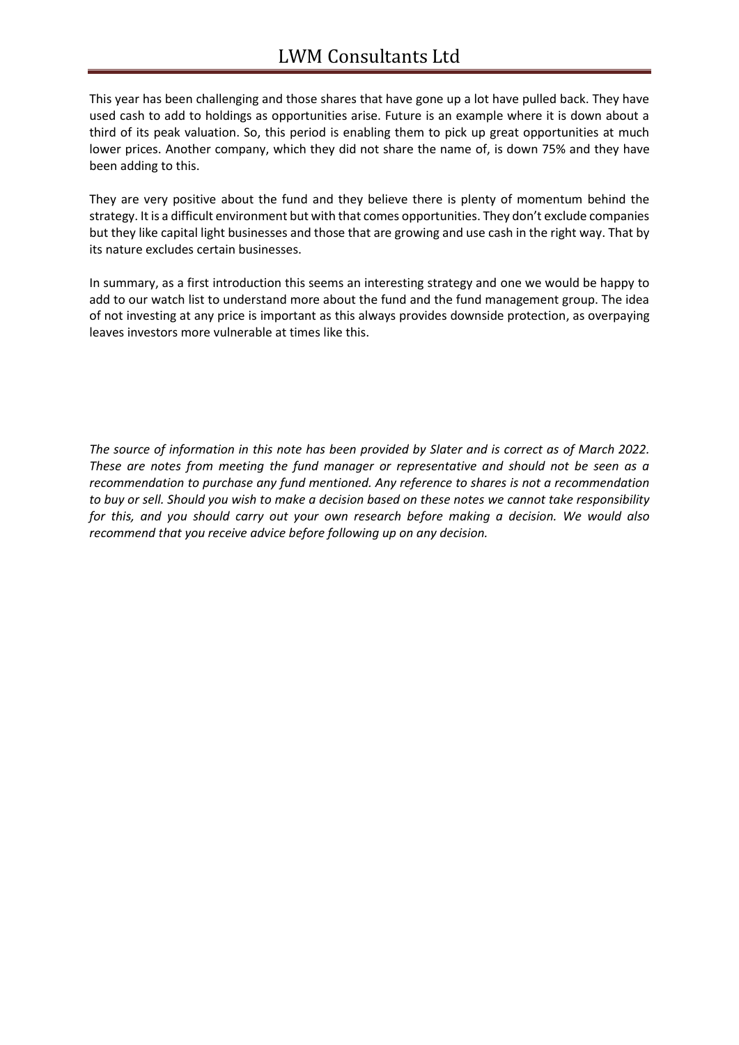This year has been challenging and those shares that have gone up a lot have pulled back. They have used cash to add to holdings as opportunities arise. Future is an example where it is down about a third of its peak valuation. So, this period is enabling them to pick up great opportunities at much lower prices. Another company, which they did not share the name of, is down 75% and they have been adding to this.

They are very positive about the fund and they believe there is plenty of momentum behind the strategy. It is a difficult environment but with that comes opportunities. They don't exclude companies but they like capital light businesses and those that are growing and use cash in the right way. That by its nature excludes certain businesses.

In summary, as a first introduction this seems an interesting strategy and one we would be happy to add to our watch list to understand more about the fund and the fund management group. The idea of not investing at any price is important as this always provides downside protection, as overpaying leaves investors more vulnerable at times like this.

*The source of information in this note has been provided by Slater and is correct as of March 2022. These are notes from meeting the fund manager or representative and should not be seen as a recommendation to purchase any fund mentioned. Any reference to shares is not a recommendation to buy or sell. Should you wish to make a decision based on these notes we cannot take responsibility for this, and you should carry out your own research before making a decision. We would also recommend that you receive advice before following up on any decision.*